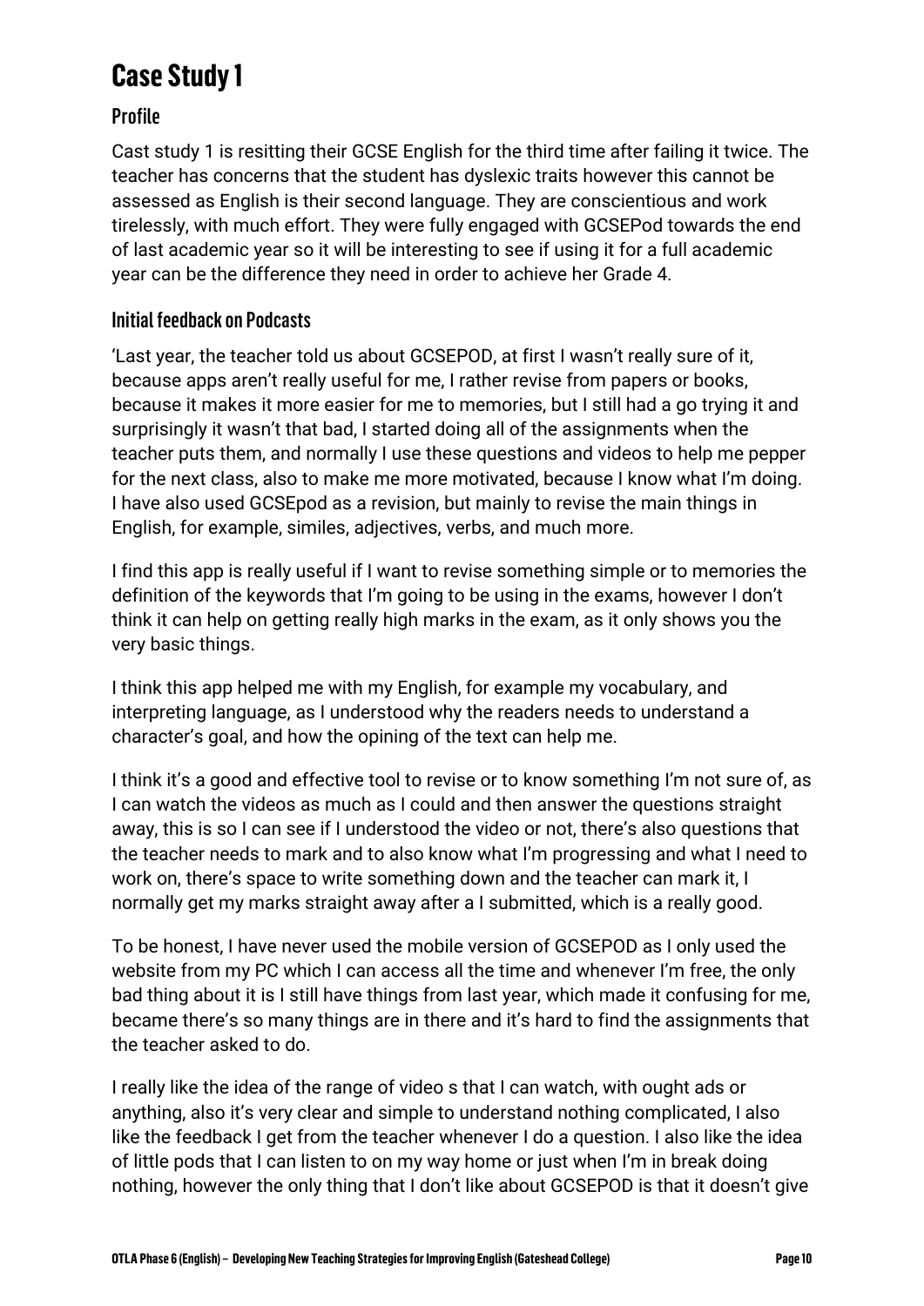# Case Study 1

## Profile

Cast study 1 is resitting their GCSE English for the third time after failing it twice. The teacher has concerns that the student has dyslexic traits however this cannot be assessed as English is their second language. They are conscientious and work tirelessly, with much effort. They were fully engaged with GCSEPod towards the end of last academic year so it will be interesting to see if using it for a full academic year can be the difference they need in order to achieve her Grade 4.

## Initial feedback on Podcasts

'Last year, the teacher told us about GCSEPOD, at first I wasn't really sure of it, because apps aren't really useful for me, I rather revise from papers or books, because it makes it more easier for me to memories, but I still had a go trying it and surprisingly it wasn't that bad, I started doing all of the assignments when the teacher puts them, and normally I use these questions and videos to help me pepper for the next class, also to make me more motivated, because I know what I'm doing. I have also used GCSEpod as a revision, but mainly to revise the main things in English, for example, similes, adjectives, verbs, and much more.

I find this app is really useful if I want to revise something simple or to memories the definition of the keywords that I'm going to be using in the exams, however I don't think it can help on getting really high marks in the exam, as it only shows you the very basic things.

I think this app helped me with my English, for example my vocabulary, and interpreting language, as I understood why the readers needs to understand a character's goal, and how the opining of the text can help me.

I think it's a good and effective tool to revise or to know something I'm not sure of, as I can watch the videos as much as I could and then answer the questions straight away, this is so I can see if I understood the video or not, there's also questions that the teacher needs to mark and to also know what I'm progressing and what I need to work on, there's space to write something down and the teacher can mark it, I normally get my marks straight away after a I submitted, which is a really good.

To be honest, I have never used the mobile version of GCSEPOD as I only used the website from my PC which I can access all the time and whenever I'm free, the only bad thing about it is I still have things from last year, which made it confusing for me, became there's so many things are in there and it's hard to find the assignments that the teacher asked to do.

I really like the idea of the range of video s that I can watch, with ought ads or anything, also it's very clear and simple to understand nothing complicated, I also like the feedback I get from the teacher whenever I do a question. I also like the idea of little pods that I can listen to on my way home or just when I'm in break doing nothing, however the only thing that I don't like about GCSEPOD is that it doesn't give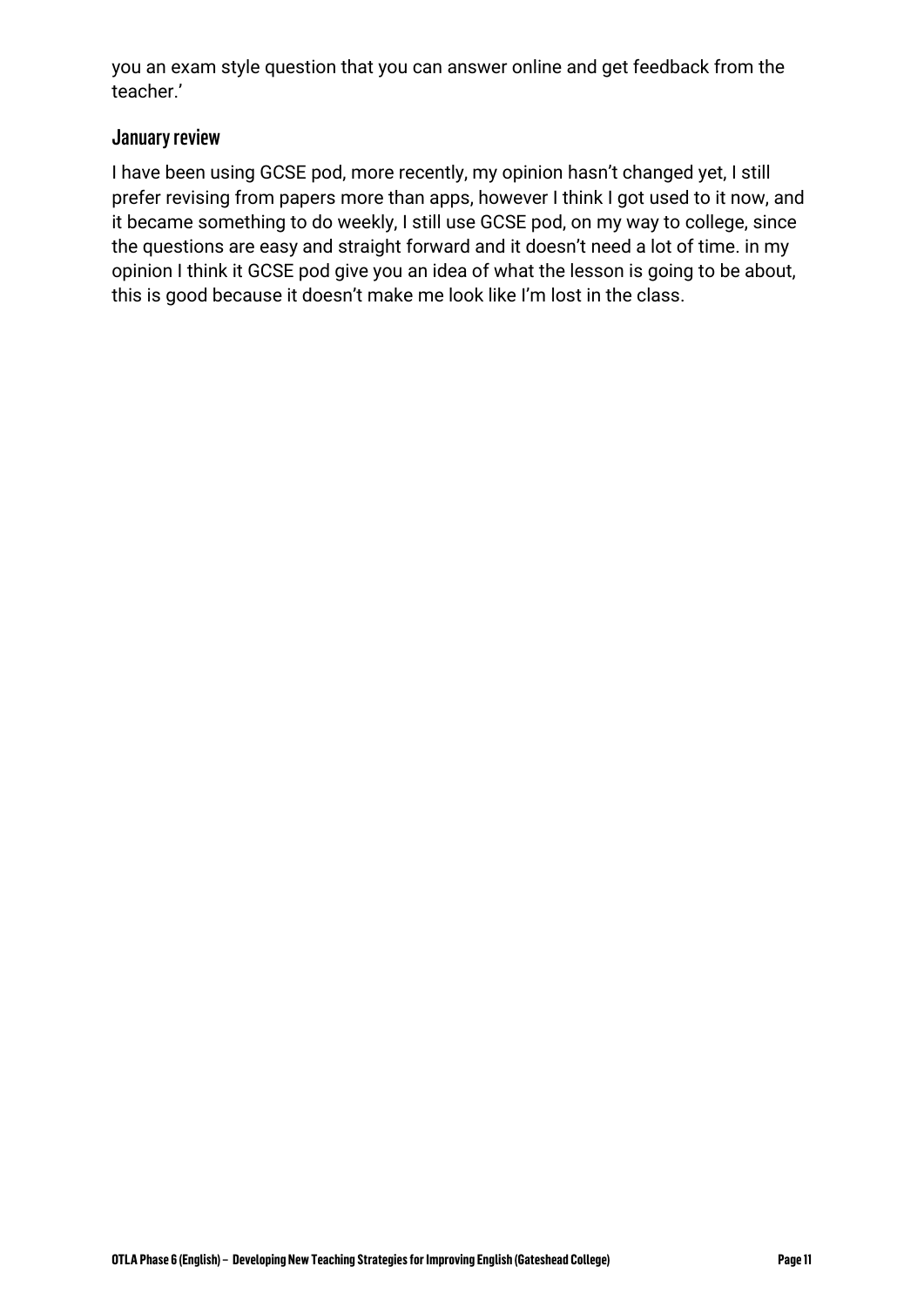you an exam style question that you can answer online and get feedback from the teacher.'

## January review

I have been using GCSE pod, more recently, my opinion hasn't changed yet, I still prefer revising from papers more than apps, however I think I got used to it now, and it became something to do weekly, I still use GCSE pod, on my way to college, since the questions are easy and straight forward and it doesn't need a lot of time. in my opinion I think it GCSE pod give you an idea of what the lesson is going to be about, this is good because it doesn't make me look like I'm lost in the class.